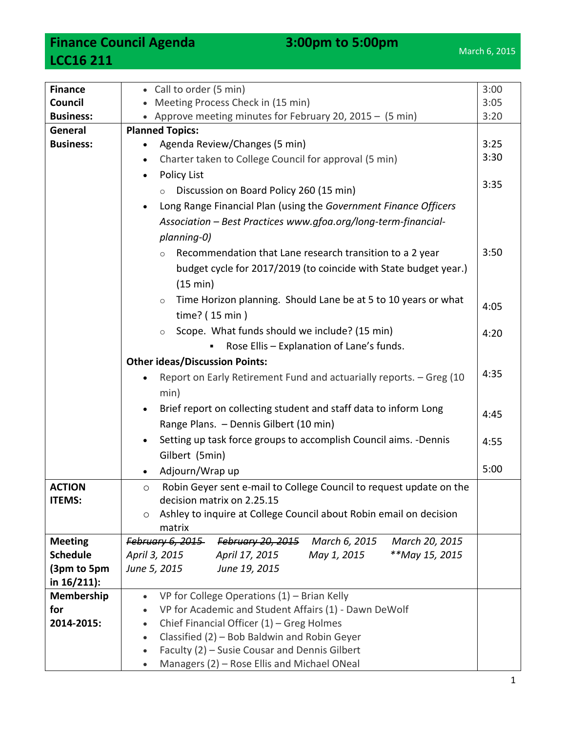# Finance Council Agenda LCC16 211

**3:00pm to 5:00pm**

March 6, 2015

| | | |
|---|---|---|
| **Finance Council Business:** | • Call to order (5 min)<br>• Meeting Process Check in (15 min)<br>• Approve meeting minutes for February 20, 2015 – (5 min) | 3:00<br>3:05<br>3:20 |
| **General Business:** | **Planned Topics:**<br>• Agenda Review/Changes (5 min) | 3:25 |
| | • Charter taken to College Council for approval (5 min) | 3:30 |
| | • Policy List<br>  ○ Discussion on Board Policy 260 (15 min) | 3:35 |
| | • Long Range Financial Plan (using the *Government Finance Officers Association – Best Practices www.gfoa.org/long-term-financial-planning-0)*<br>  ○ Recommendation that Lane research transition to a 2 year budget cycle for 2017/2019 (to coincide with State budget year.) (15 min) | 3:50 |
| | ○ Time Horizon planning. Should Lane be at 5 to 10 years or what time? ( 15 min ) | 4:05 |
| | ○ Scope. What funds should we include? (15 min)<br>  ▪ Rose Ellis – Explanation of Lane's funds. | 4:20 |
| | **Other ideas/Discussion Points:**<br>• Report on Early Retirement Fund and actuarially reports. – Greg (10 min) | 4:35 |
| | • Brief report on collecting student and staff data to inform Long Range Plans. – Dennis Gilbert (10 min) | 4:45 |
| | • Setting up task force groups to accomplish Council aims. -Dennis Gilbert (5min) | 4:55 |
| | • Adjourn/Wrap up | 5:00 |
| **ACTION ITEMS:** | ○ Robin Geyer sent e-mail to College Council to request update on the decision matrix on 2.25.15<br>○ Ashley to inquire at College Council about Robin email on decision matrix | |
| **Meeting Schedule (3pm to 5pm in 16/211):** | ~~*February 6, 2015*~~ ~~*February 20, 2015*~~ *March 6, 2015* *March 20, 2015*<br>*April 3, 2015* *April 17, 2015* *May 1, 2015* *\*\*May 15, 2015*<br>*June 5, 2015* *June 19, 2015* | |
| **Membership for 2014-2015:** | • VP for College Operations (1) – Brian Kelly<br>• VP for Academic and Student Affairs (1) - Dawn DeWolf<br>• Chief Financial Officer (1) – Greg Holmes<br>• Classified (2) – Bob Baldwin and Robin Geyer<br>• Faculty (2) – Susie Cousar and Dennis Gilbert<br>• Managers (2) – Rose Ellis and Michael ONeal | |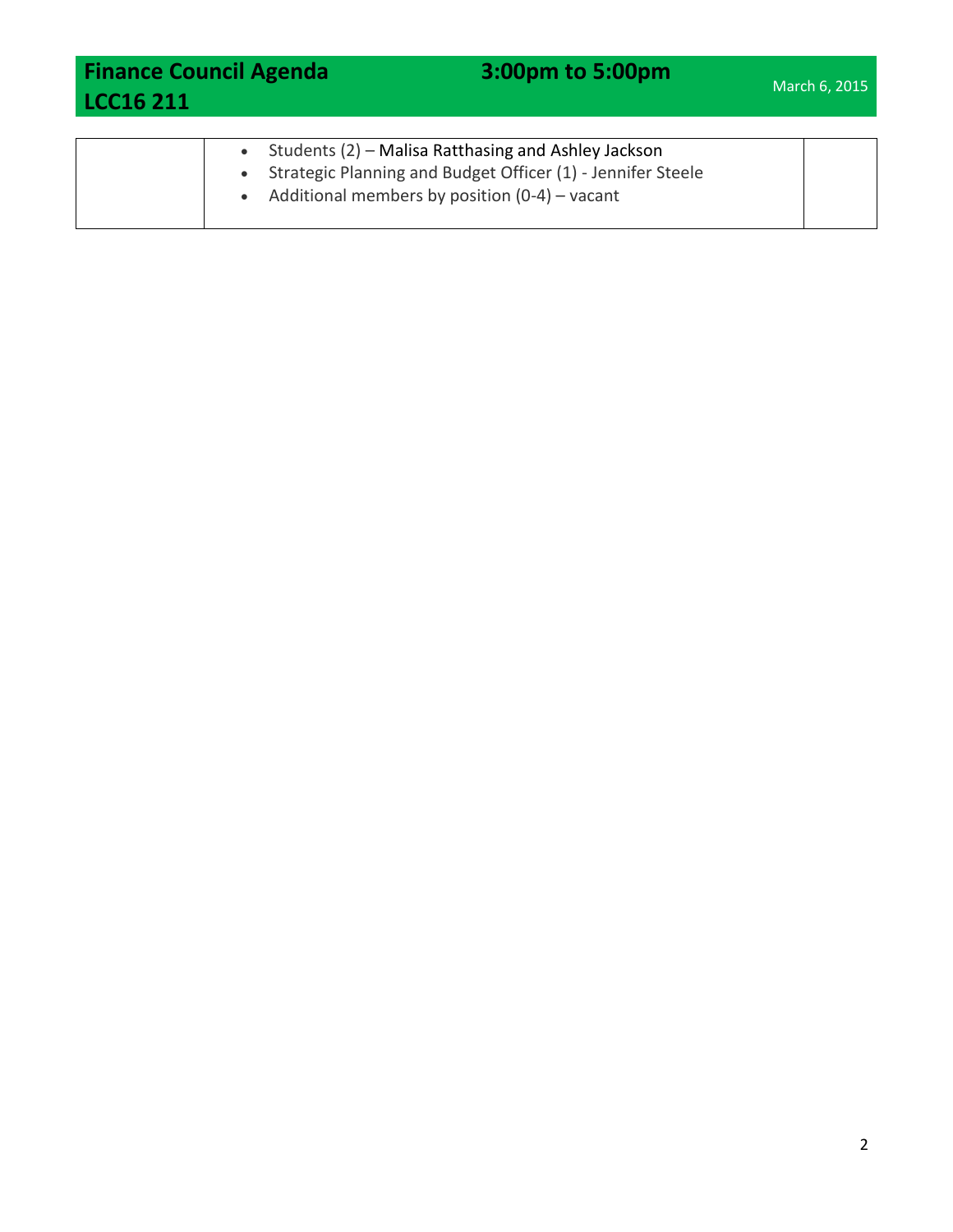| | | |
|---|---|---|
| | • Students (2) – Malisa Ratthasing and Ashley Jackson<br>• Strategic Planning and Budget Officer (1) - Jennifer Steele<br>• Additional members by position (0-4) – vacant | |